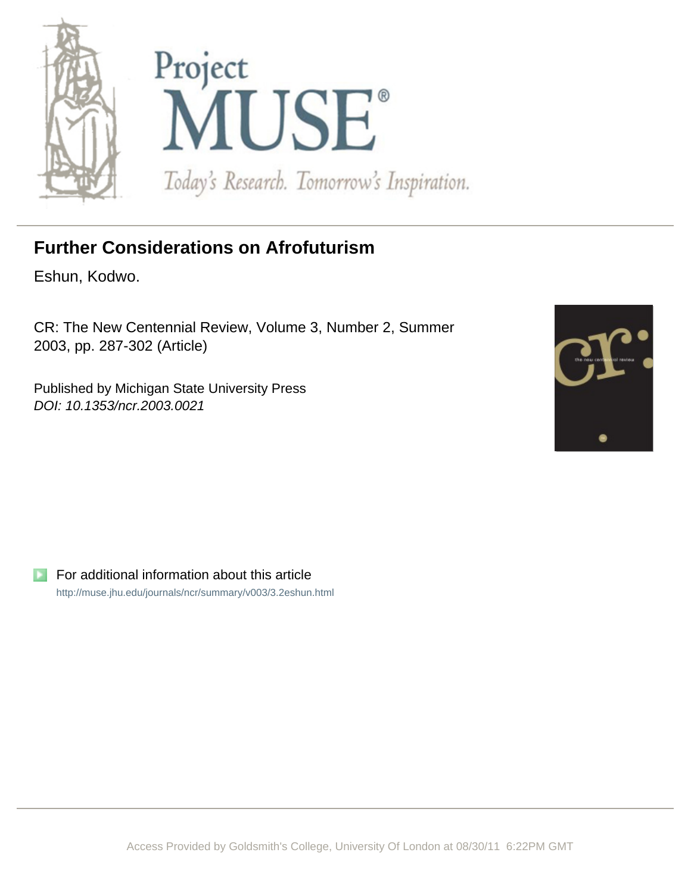# Further Considerations on Afrofuturism

Eshun, Kodwo.

CR: The New Centennial Review, Volume 3, Number 2, Summer 2003, pp. 287-302 (Article)

Published by Michigan State University Press
*DOI: 10.1353/ncr.2003.0021*

For additional information about this article
http://muse.jhu.edu/journals/ncr/summary/v003/3.2eshun.html

Access Provided by Goldsmith's College, University Of London at 08/30/11 6:22PM GMT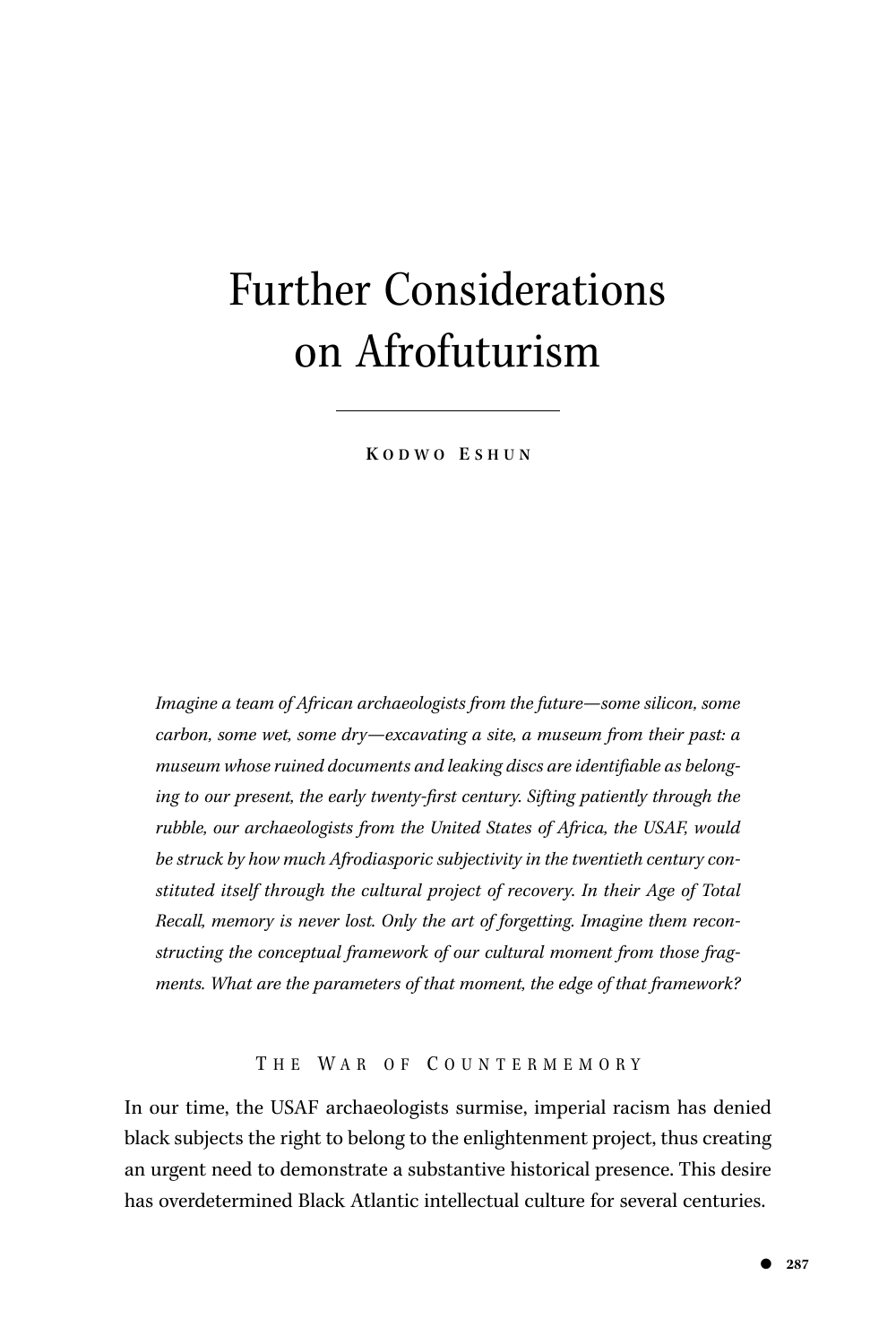# Further Considerations on Afrofuturism

KODWO ESHUN

*Imagine a team of African archaeologists from the future—some silicon, some carbon, some wet, some dry—excavating a site, a museum from their past: a museum whose ruined documents and leaking discs are identifiable as belonging to our present, the early twenty-first century. Sifting patiently through the rubble, our archaeologists from the United States of Africa, the USAF, would be struck by how much Afrodiasporic subjectivity in the twentieth century constituted itself through the cultural project of recovery. In their Age of Total Recall, memory is never lost. Only the art of forgetting. Imagine them reconstructing the conceptual framework of our cultural moment from those fragments. What are the parameters of that moment, the edge of that framework?*

## THE WAR OF COUNTERMEMORY

In our time, the USAF archaeologists surmise, imperial racism has denied black subjects the right to belong to the enlightenment project, thus creating an urgent need to demonstrate a substantive historical presence. This desire has overdetermined Black Atlantic intellectual culture for several centuries.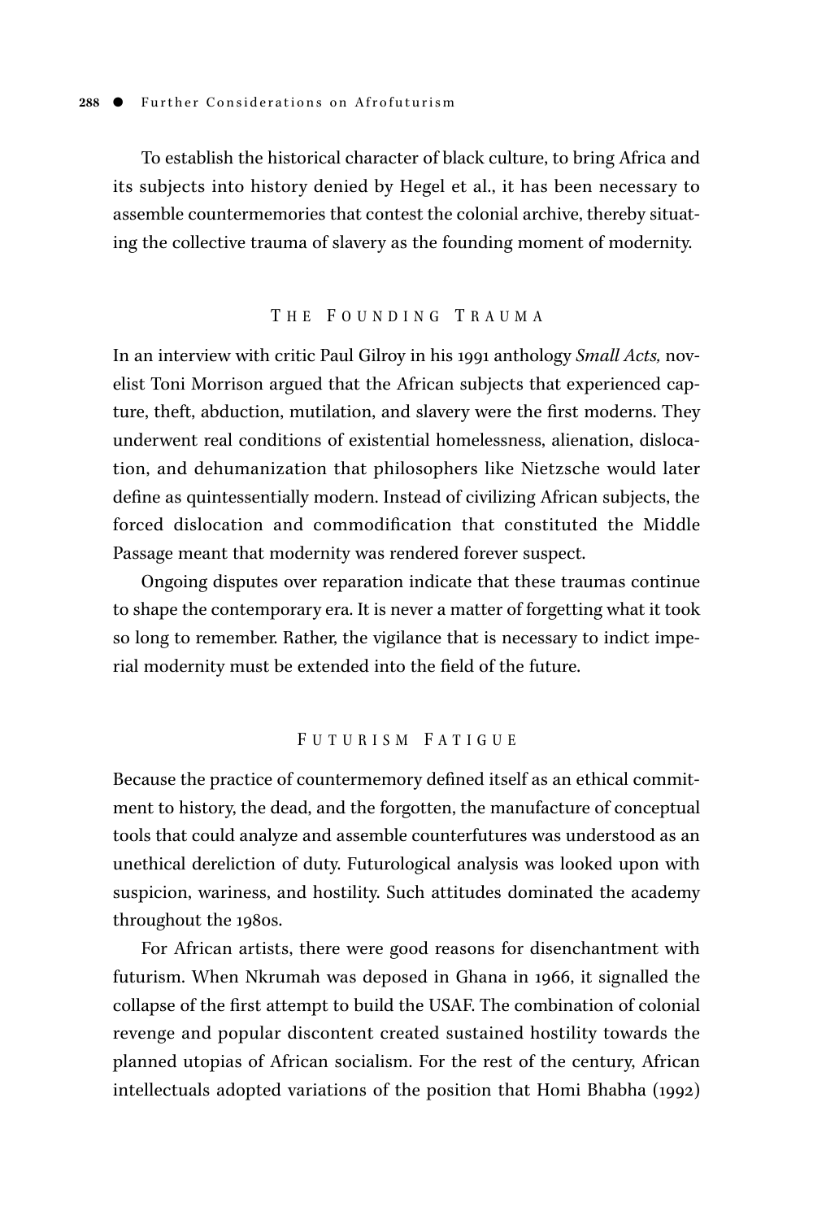To establish the historical character of black culture, to bring Africa and its subjects into history denied by Hegel et al., it has been necessary to assemble countermemories that contest the colonial archive, thereby situating the collective trauma of slavery as the founding moment of modernity.

## The Founding Trauma

In an interview with critic Paul Gilroy in his 1991 anthology *Small Acts,* novelist Toni Morrison argued that the African subjects that experienced capture, theft, abduction, mutilation, and slavery were the first moderns. They underwent real conditions of existential homelessness, alienation, dislocation, and dehumanization that philosophers like Nietzsche would later define as quintessentially modern. Instead of civilizing African subjects, the forced dislocation and commodification that constituted the Middle Passage meant that modernity was rendered forever suspect.

Ongoing disputes over reparation indicate that these traumas continue to shape the contemporary era. It is never a matter of forgetting what it took so long to remember. Rather, the vigilance that is necessary to indict imperial modernity must be extended into the field of the future.

## Futurism Fatigue

Because the practice of countermemory defined itself as an ethical commitment to history, the dead, and the forgotten, the manufacture of conceptual tools that could analyze and assemble counterfutures was understood as an unethical dereliction of duty. Futurological analysis was looked upon with suspicion, wariness, and hostility. Such attitudes dominated the academy throughout the 1980s.

For African artists, there were good reasons for disenchantment with futurism. When Nkrumah was deposed in Ghana in 1966, it signalled the collapse of the first attempt to build the USAF. The combination of colonial revenge and popular discontent created sustained hostility towards the planned utopias of African socialism. For the rest of the century, African intellectuals adopted variations of the position that Homi Bhabha (1992)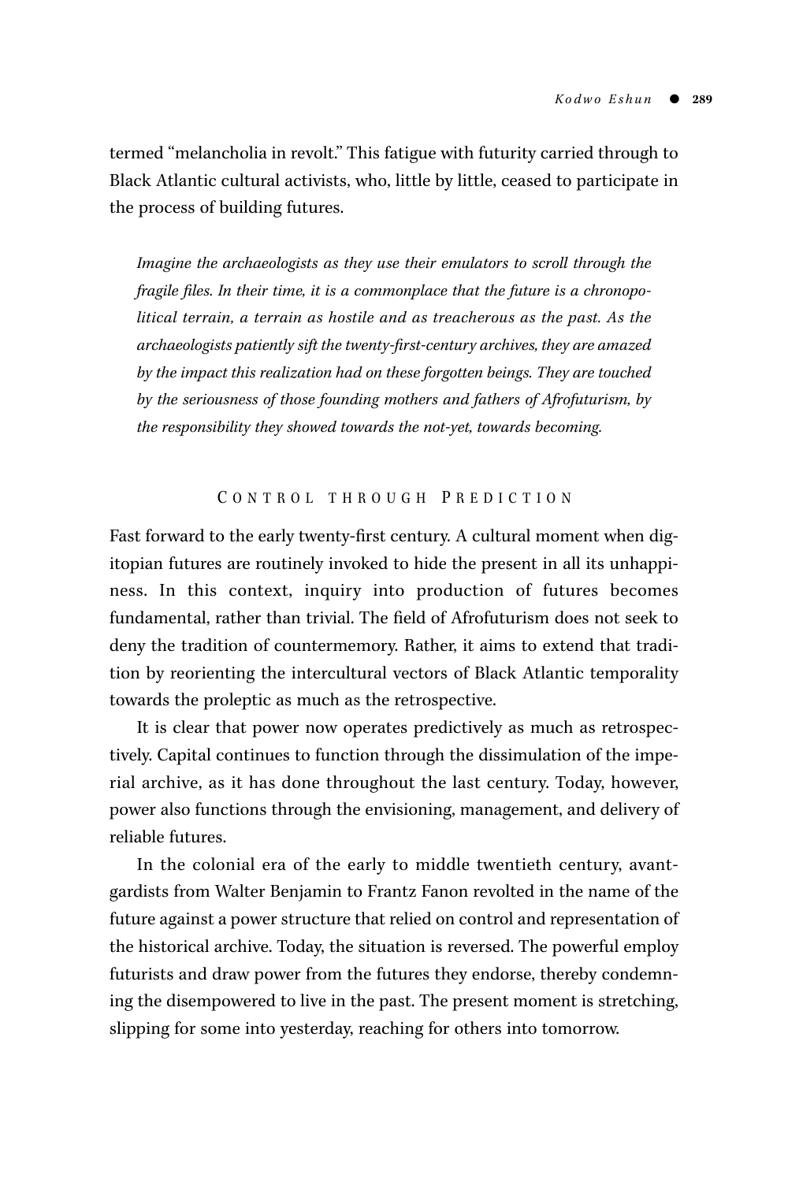termed "melancholia in revolt." This fatigue with futurity carried through to Black Atlantic cultural activists, who, little by little, ceased to participate in the process of building futures.

> *Imagine the archaeologists as they use their emulators to scroll through the fragile files. In their time, it is a commonplace that the future is a chronopolitical terrain, a terrain as hostile and as treacherous as the past. As the archaeologists patiently sift the twenty-first-century archives, they are amazed by the impact this realization had on these forgotten beings. They are touched by the seriousness of those founding mothers and fathers of Afrofuturism, by the responsibility they showed towards the not-yet, towards becoming.*

## Control through Prediction

Fast forward to the early twenty-first century. A cultural moment when digitopian futures are routinely invoked to hide the present in all its unhappiness. In this context, inquiry into production of futures becomes fundamental, rather than trivial. The field of Afrofuturism does not seek to deny the tradition of countermemory. Rather, it aims to extend that tradition by reorienting the intercultural vectors of Black Atlantic temporality towards the proleptic as much as the retrospective.

It is clear that power now operates predictively as much as retrospectively. Capital continues to function through the dissimulation of the imperial archive, as it has done throughout the last century. Today, however, power also functions through the envisioning, management, and delivery of reliable futures.

In the colonial era of the early to middle twentieth century, avant-gardists from Walter Benjamin to Frantz Fanon revolted in the name of the future against a power structure that relied on control and representation of the historical archive. Today, the situation is reversed. The powerful employ futurists and draw power from the futures they endorse, thereby condemning the disempowered to live in the past. The present moment is stretching, slipping for some into yesterday, reaching for others into tomorrow.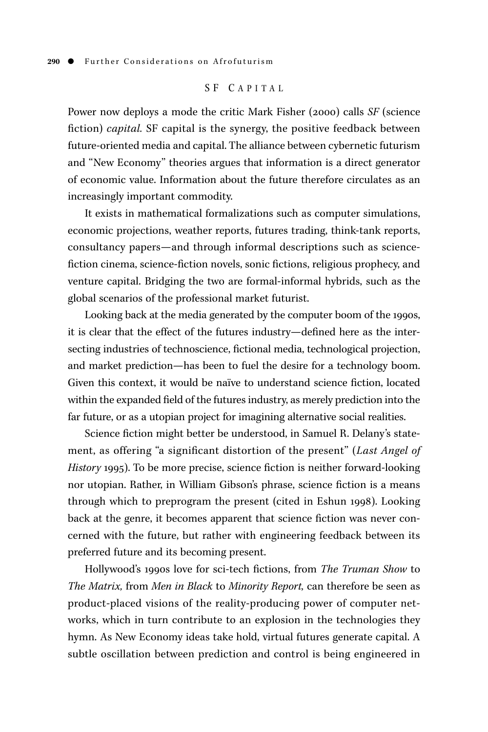## SF Capital

Power now deploys a mode the critic Mark Fisher (2000) calls *SF* (science fiction) *capital.* SF capital is the synergy, the positive feedback between future-oriented media and capital. The alliance between cybernetic futurism and "New Economy" theories argues that information is a direct generator of economic value. Information about the future therefore circulates as an increasingly important commodity.

It exists in mathematical formalizations such as computer simulations, economic projections, weather reports, futures trading, think-tank reports, consultancy papers—and through informal descriptions such as science-fiction cinema, science-fiction novels, sonic fictions, religious prophecy, and venture capital. Bridging the two are formal-informal hybrids, such as the global scenarios of the professional market futurist.

Looking back at the media generated by the computer boom of the 1990s, it is clear that the effect of the futures industry—defined here as the intersecting industries of technoscience, fictional media, technological projection, and market prediction—has been to fuel the desire for a technology boom. Given this context, it would be naïve to understand science fiction, located within the expanded field of the futures industry, as merely prediction into the far future, or as a utopian project for imagining alternative social realities.

Science fiction might better be understood, in Samuel R. Delany's statement, as offering "a significant distortion of the present" (*Last Angel of History* 1995). To be more precise, science fiction is neither forward-looking nor utopian. Rather, in William Gibson's phrase, science fiction is a means through which to preprogram the present (cited in Eshun 1998). Looking back at the genre, it becomes apparent that science fiction was never concerned with the future, but rather with engineering feedback between its preferred future and its becoming present.

Hollywood's 1990s love for sci-tech fictions, from *The Truman Show* to *The Matrix,* from *Men in Black* to *Minority Report,* can therefore be seen as product-placed visions of the reality-producing power of computer networks, which in turn contribute to an explosion in the technologies they hymn. As New Economy ideas take hold, virtual futures generate capital. A subtle oscillation between prediction and control is being engineered in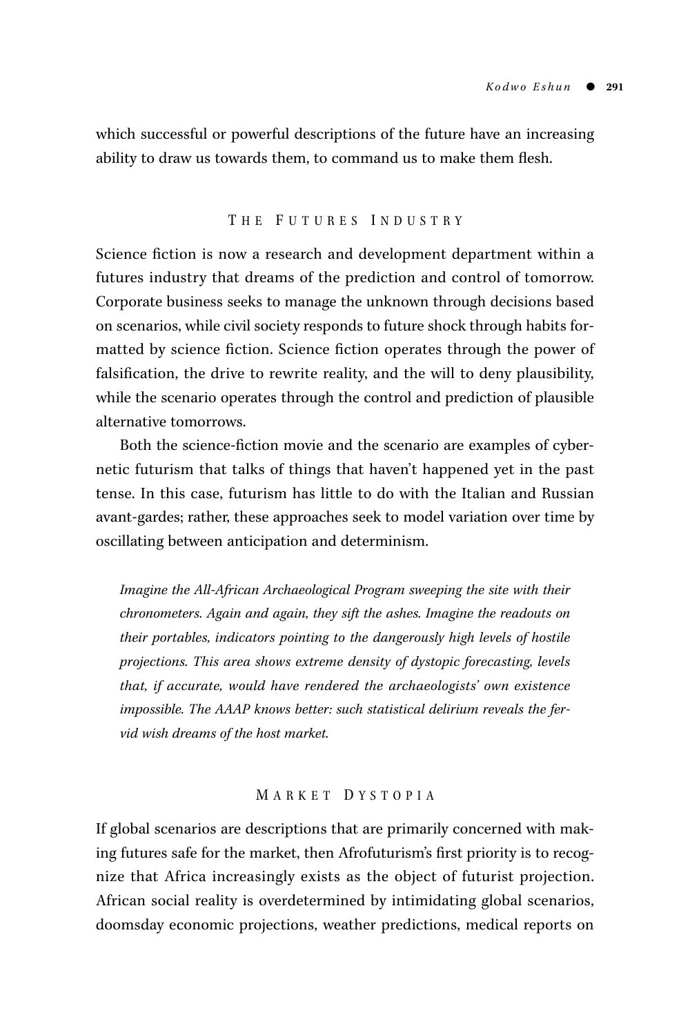which successful or powerful descriptions of the future have an increasing ability to draw us towards them, to command us to make them flesh.

## The Futures Industry

Science fiction is now a research and development department within a futures industry that dreams of the prediction and control of tomorrow. Corporate business seeks to manage the unknown through decisions based on scenarios, while civil society responds to future shock through habits formatted by science fiction. Science fiction operates through the power of falsification, the drive to rewrite reality, and the will to deny plausibility, while the scenario operates through the control and prediction of plausible alternative tomorrows.

Both the science-fiction movie and the scenario are examples of cybernetic futurism that talks of things that haven't happened yet in the past tense. In this case, futurism has little to do with the Italian and Russian avant-gardes; rather, these approaches seek to model variation over time by oscillating between anticipation and determinism.

> *Imagine the All-African Archaeological Program sweeping the site with their chronometers. Again and again, they sift the ashes. Imagine the readouts on their portables, indicators pointing to the dangerously high levels of hostile projections. This area shows extreme density of dystopic forecasting, levels that, if accurate, would have rendered the archaeologists' own existence impossible. The AAAP knows better: such statistical delirium reveals the fervid wish dreams of the host market.*

## Market Dystopia

If global scenarios are descriptions that are primarily concerned with making futures safe for the market, then Afrofuturism's first priority is to recognize that Africa increasingly exists as the object of futurist projection. African social reality is overdetermined by intimidating global scenarios, doomsday economic projections, weather predictions, medical reports on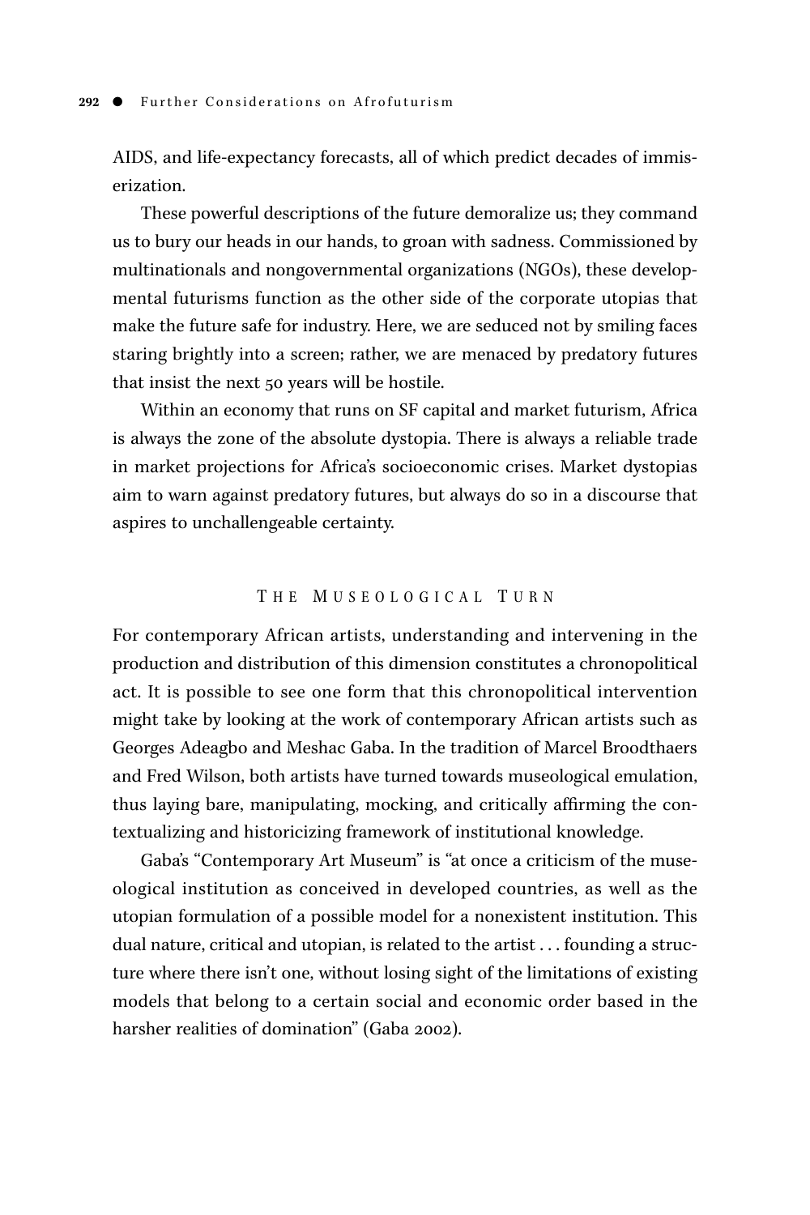AIDS, and life-expectancy forecasts, all of which predict decades of immiserization.

These powerful descriptions of the future demoralize us; they command us to bury our heads in our hands, to groan with sadness. Commissioned by multinationals and nongovernmental organizations (NGOs), these developmental futurisms function as the other side of the corporate utopias that make the future safe for industry. Here, we are seduced not by smiling faces staring brightly into a screen; rather, we are menaced by predatory futures that insist the next 50 years will be hostile.

Within an economy that runs on SF capital and market futurism, Africa is always the zone of the absolute dystopia. There is always a reliable trade in market projections for Africa's socioeconomic crises. Market dystopias aim to warn against predatory futures, but always do so in a discourse that aspires to unchallengeable certainty.

## The Museological Turn

For contemporary African artists, understanding and intervening in the production and distribution of this dimension constitutes a chronopolitical act. It is possible to see one form that this chronopolitical intervention might take by looking at the work of contemporary African artists such as Georges Adeagbo and Meshac Gaba. In the tradition of Marcel Broodthaers and Fred Wilson, both artists have turned towards museological emulation, thus laying bare, manipulating, mocking, and critically affirming the contextualizing and historicizing framework of institutional knowledge.

Gaba's "Contemporary Art Museum" is "at once a criticism of the museological institution as conceived in developed countries, as well as the utopian formulation of a possible model for a nonexistent institution. This dual nature, critical and utopian, is related to the artist . . . founding a structure where there isn't one, without losing sight of the limitations of existing models that belong to a certain social and economic order based in the harsher realities of domination" (Gaba 2002).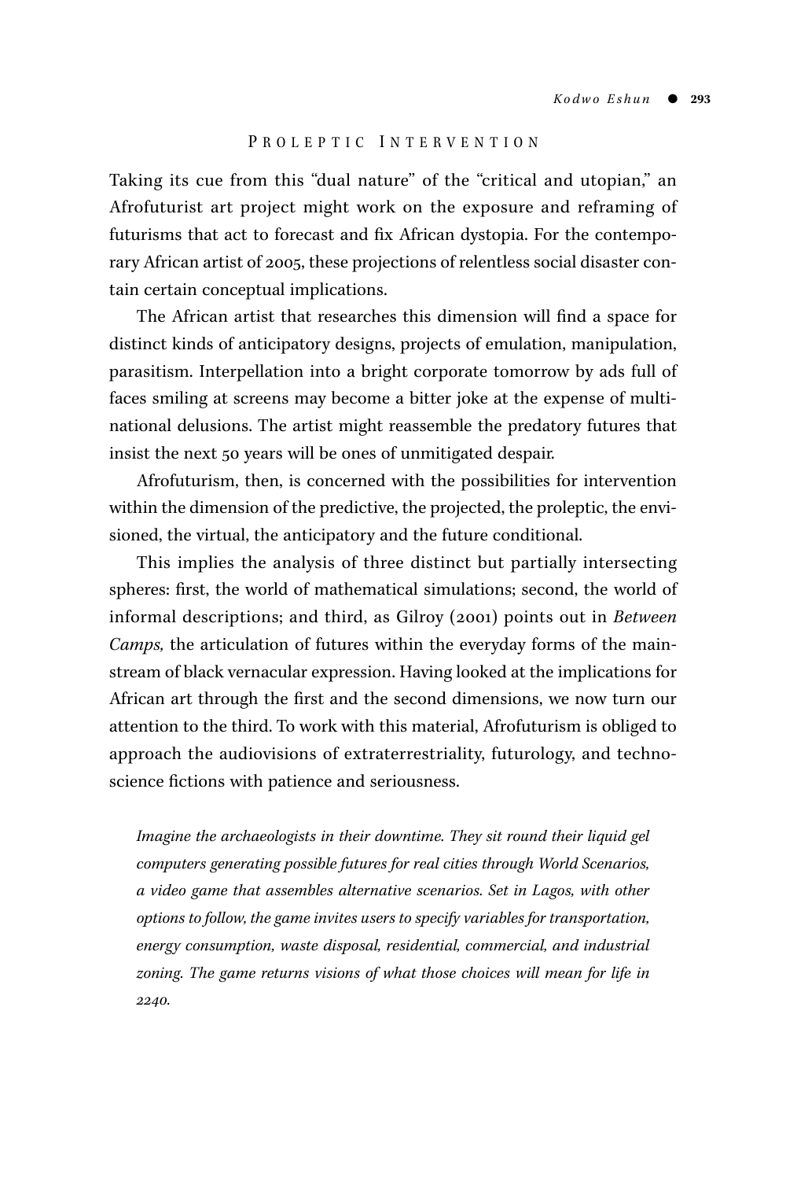## Proleptic Intervention

Taking its cue from this "dual nature" of the "critical and utopian," an Afrofuturist art project might work on the exposure and reframing of futurisms that act to forecast and fix African dystopia. For the contemporary African artist of 2005, these projections of relentless social disaster contain certain conceptual implications.

The African artist that researches this dimension will find a space for distinct kinds of anticipatory designs, projects of emulation, manipulation, parasitism. Interpellation into a bright corporate tomorrow by ads full of faces smiling at screens may become a bitter joke at the expense of multinational delusions. The artist might reassemble the predatory futures that insist the next 50 years will be ones of unmitigated despair.

Afrofuturism, then, is concerned with the possibilities for intervention within the dimension of the predictive, the projected, the proleptic, the envisioned, the virtual, the anticipatory and the future conditional.

This implies the analysis of three distinct but partially intersecting spheres: first, the world of mathematical simulations; second, the world of informal descriptions; and third, as Gilroy (2001) points out in *Between Camps,* the articulation of futures within the everyday forms of the mainstream of black vernacular expression. Having looked at the implications for African art through the first and the second dimensions, we now turn our attention to the third. To work with this material, Afrofuturism is obliged to approach the audiovisions of extraterrestriality, futurology, and techno-science fictions with patience and seriousness.

> *Imagine the archaeologists in their downtime. They sit round their liquid gel computers generating possible futures for real cities through World Scenarios, a video game that assembles alternative scenarios. Set in Lagos, with other options to follow, the game invites users to specify variables for transportation, energy consumption, waste disposal, residential, commercial, and industrial zoning. The game returns visions of what those choices will mean for life in 2240.*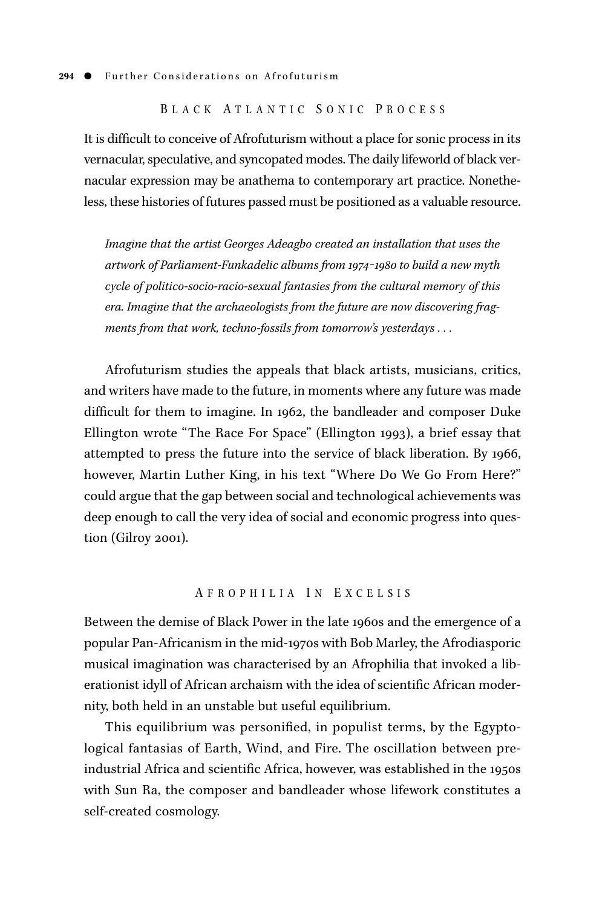## Black Atlantic Sonic Process

It is difficult to conceive of Afrofuturism without a place for sonic process in its vernacular, speculative, and syncopated modes. The daily lifeworld of black vernacular expression may be anathema to contemporary art practice. Nonetheless, these histories of futures passed must be positioned as a valuable resource.

> *Imagine that the artist Georges Adeagbo created an installation that uses the artwork of Parliament-Funkadelic albums from 1974–1980 to build a new myth cycle of politico-socio-racio-sexual fantasies from the cultural memory of this era. Imagine that the archaeologists from the future are now discovering fragments from that work, techno-fossils from tomorrow's yesterdays . . .*

Afrofuturism studies the appeals that black artists, musicians, critics, and writers have made to the future, in moments where any future was made difficult for them to imagine. In 1962, the bandleader and composer Duke Ellington wrote "The Race For Space" (Ellington 1993), a brief essay that attempted to press the future into the service of black liberation. By 1966, however, Martin Luther King, in his text "Where Do We Go From Here?" could argue that the gap between social and technological achievements was deep enough to call the very idea of social and economic progress into question (Gilroy 2001).

## Afrophilia In Excelsis

Between the demise of Black Power in the late 1960s and the emergence of a popular Pan-Africanism in the mid-1970s with Bob Marley, the Afrodiasporic musical imagination was characterised by an Afrophilia that invoked a liberationist idyll of African archaism with the idea of scientific African modernity, both held in an unstable but useful equilibrium.

This equilibrium was personified, in populist terms, by the Egyptological fantasias of Earth, Wind, and Fire. The oscillation between pre-industrial Africa and scientific Africa, however, was established in the 1950s with Sun Ra, the composer and bandleader whose lifework constitutes a self-created cosmology.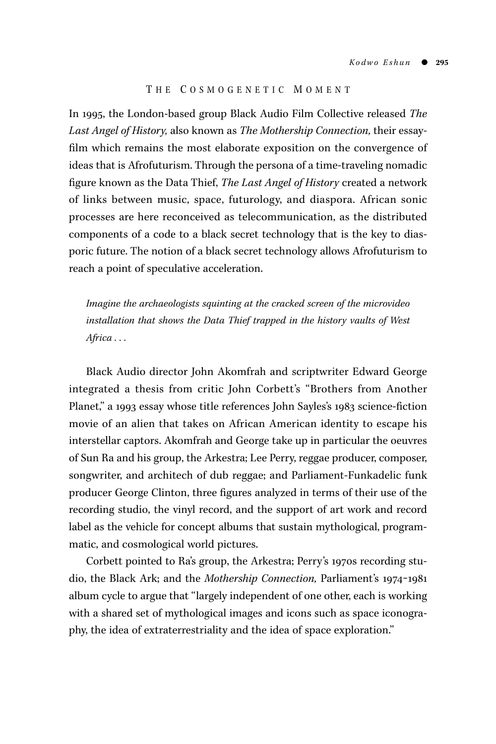## The Cosmogenetic Moment

In 1995, the London-based group Black Audio Film Collective released *The Last Angel of History,* also known as *The Mothership Connection,* their essay-film which remains the most elaborate exposition on the convergence of ideas that is Afrofuturism. Through the persona of a time-traveling nomadic figure known as the Data Thief, *The Last Angel of History* created a network of links between music, space, futurology, and diaspora. African sonic processes are here reconceived as telecommunication, as the distributed components of a code to a black secret technology that is the key to diasporic future. The notion of a black secret technology allows Afrofuturism to reach a point of speculative acceleration.

> *Imagine the archaeologists squinting at the cracked screen of the microvideo installation that shows the Data Thief trapped in the history vaults of West Africa . . .*

Black Audio director John Akomfrah and scriptwriter Edward George integrated a thesis from critic John Corbett's "Brothers from Another Planet," a 1993 essay whose title references John Sayles's 1983 science-fiction movie of an alien that takes on African American identity to escape his interstellar captors. Akomfrah and George take up in particular the oeuvres of Sun Ra and his group, the Arkestra; Lee Perry, reggae producer, composer, songwriter, and architech of dub reggae; and Parliament-Funkadelic funk producer George Clinton, three figures analyzed in terms of their use of the recording studio, the vinyl record, and the support of art work and record label as the vehicle for concept albums that sustain mythological, programmatic, and cosmological world pictures.

Corbett pointed to Ra's group, the Arkestra; Perry's 1970s recording studio, the Black Ark; and the *Mothership Connection,* Parliament's 1974–1981 album cycle to argue that "largely independent of one other, each is working with a shared set of mythological images and icons such as space iconography, the idea of extraterrestriality and the idea of space exploration."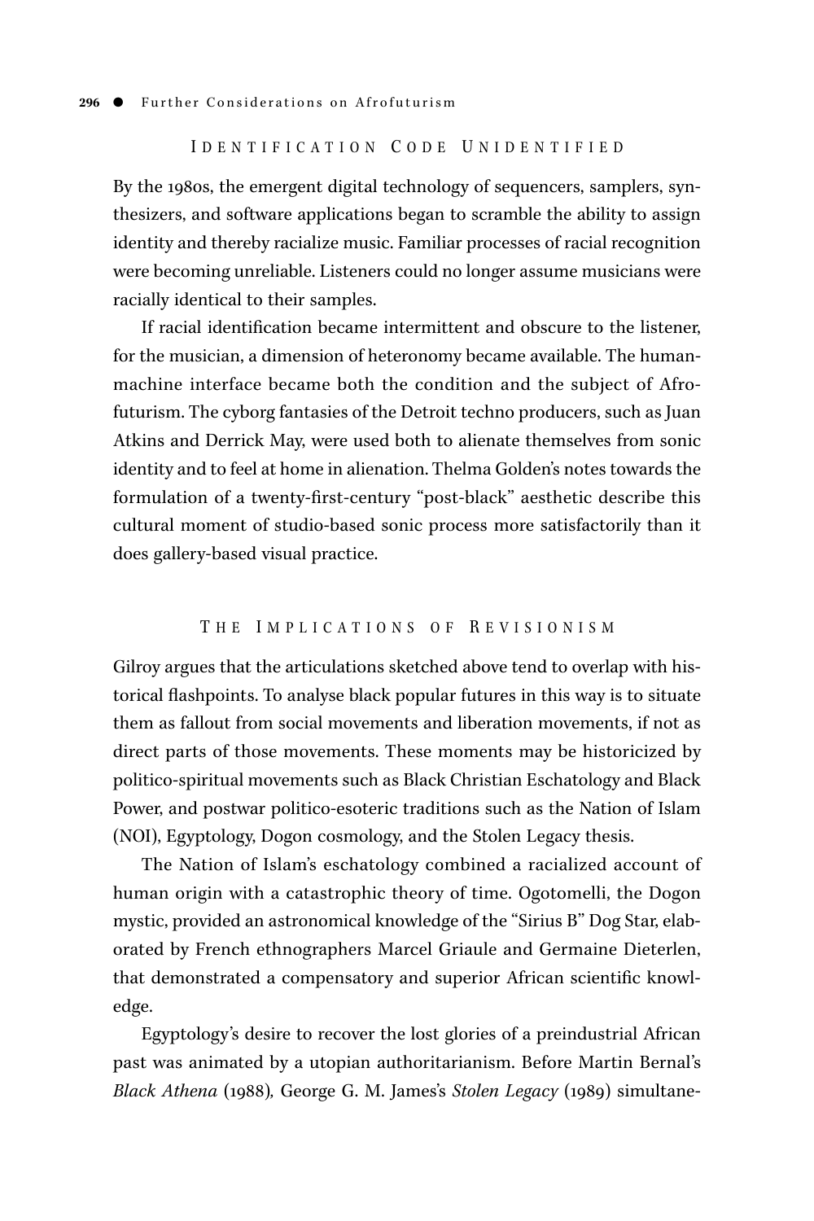## Identification Code Unidentified

By the 1980s, the emergent digital technology of sequencers, samplers, synthesizers, and software applications began to scramble the ability to assign identity and thereby racialize music. Familiar processes of racial recognition were becoming unreliable. Listeners could no longer assume musicians were racially identical to their samples.

If racial identification became intermittent and obscure to the listener, for the musician, a dimension of heteronomy became available. The human-machine interface became both the condition and the subject of Afrofuturism. The cyborg fantasies of the Detroit techno producers, such as Juan Atkins and Derrick May, were used both to alienate themselves from sonic identity and to feel at home in alienation. Thelma Golden's notes towards the formulation of a twenty-first-century "post-black" aesthetic describe this cultural moment of studio-based sonic process more satisfactorily than it does gallery-based visual practice.

## The Implications of Revisionism

Gilroy argues that the articulations sketched above tend to overlap with historical flashpoints. To analyse black popular futures in this way is to situate them as fallout from social movements and liberation movements, if not as direct parts of those movements. These moments may be historicized by politico-spiritual movements such as Black Christian Eschatology and Black Power, and postwar politico-esoteric traditions such as the Nation of Islam (NOI), Egyptology, Dogon cosmology, and the Stolen Legacy thesis.

The Nation of Islam's eschatology combined a racialized account of human origin with a catastrophic theory of time. Ogotomelli, the Dogon mystic, provided an astronomical knowledge of the "Sirius B" Dog Star, elaborated by French ethnographers Marcel Griaule and Germaine Dieterlen, that demonstrated a compensatory and superior African scientific knowledge.

Egyptology's desire to recover the lost glories of a preindustrial African past was animated by a utopian authoritarianism. Before Martin Bernal's *Black Athena* (1988), George G. M. James's *Stolen Legacy* (1989) simultane-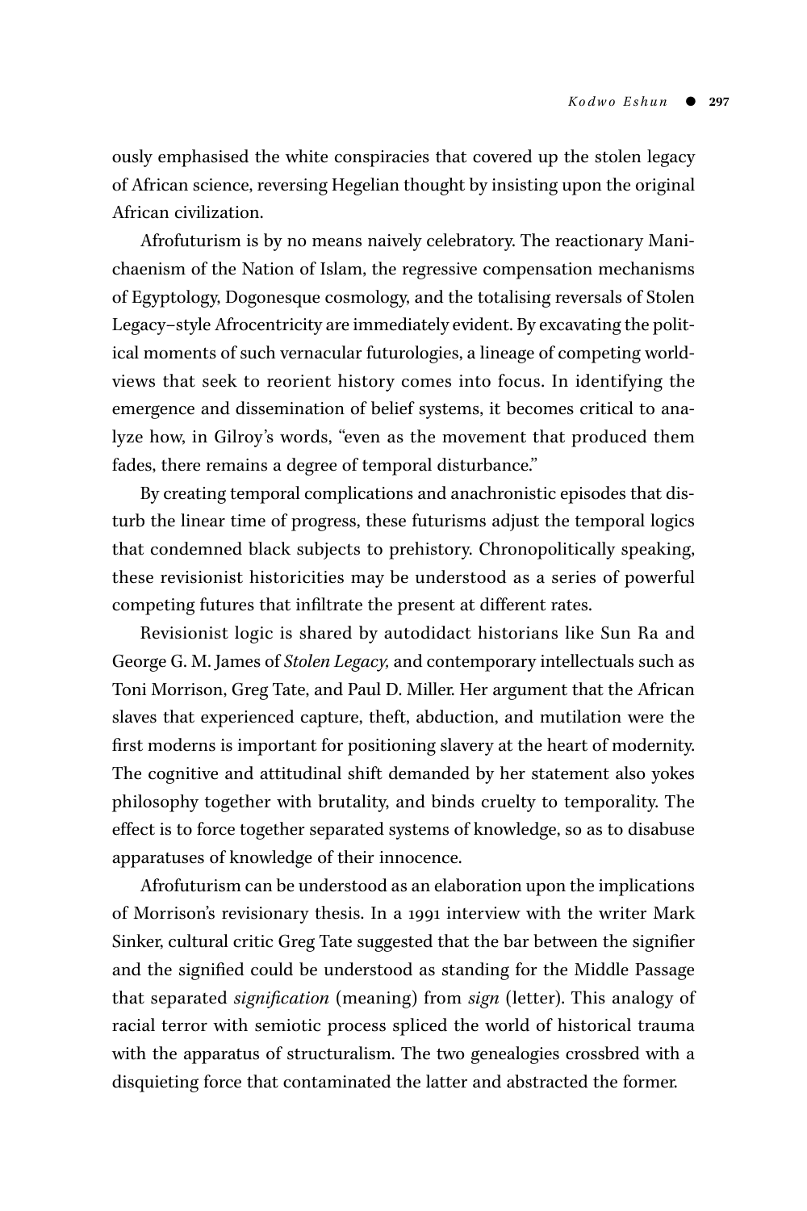ously emphasised the white conspiracies that covered up the stolen legacy of African science, reversing Hegelian thought by insisting upon the original African civilization.

Afrofuturism is by no means naively celebratory. The reactionary Manichaenism of the Nation of Islam, the regressive compensation mechanisms of Egyptology, Dogonesque cosmology, and the totalising reversals of Stolen Legacy–style Afrocentricity are immediately evident. By excavating the political moments of such vernacular futurologies, a lineage of competing worldviews that seek to reorient history comes into focus. In identifying the emergence and dissemination of belief systems, it becomes critical to analyze how, in Gilroy's words, "even as the movement that produced them fades, there remains a degree of temporal disturbance."

By creating temporal complications and anachronistic episodes that disturb the linear time of progress, these futurisms adjust the temporal logics that condemned black subjects to prehistory. Chronopolitically speaking, these revisionist historicities may be understood as a series of powerful competing futures that infiltrate the present at different rates.

Revisionist logic is shared by autodidact historians like Sun Ra and George G. M. James of *Stolen Legacy,* and contemporary intellectuals such as Toni Morrison, Greg Tate, and Paul D. Miller. Her argument that the African slaves that experienced capture, theft, abduction, and mutilation were the first moderns is important for positioning slavery at the heart of modernity. The cognitive and attitudinal shift demanded by her statement also yokes philosophy together with brutality, and binds cruelty to temporality. The effect is to force together separated systems of knowledge, so as to disabuse apparatuses of knowledge of their innocence.

Afrofuturism can be understood as an elaboration upon the implications of Morrison's revisionary thesis. In a 1991 interview with the writer Mark Sinker, cultural critic Greg Tate suggested that the bar between the signifier and the signified could be understood as standing for the Middle Passage that separated *signification* (meaning) from *sign* (letter). This analogy of racial terror with semiotic process spliced the world of historical trauma with the apparatus of structuralism. The two genealogies crossbred with a disquieting force that contaminated the latter and abstracted the former.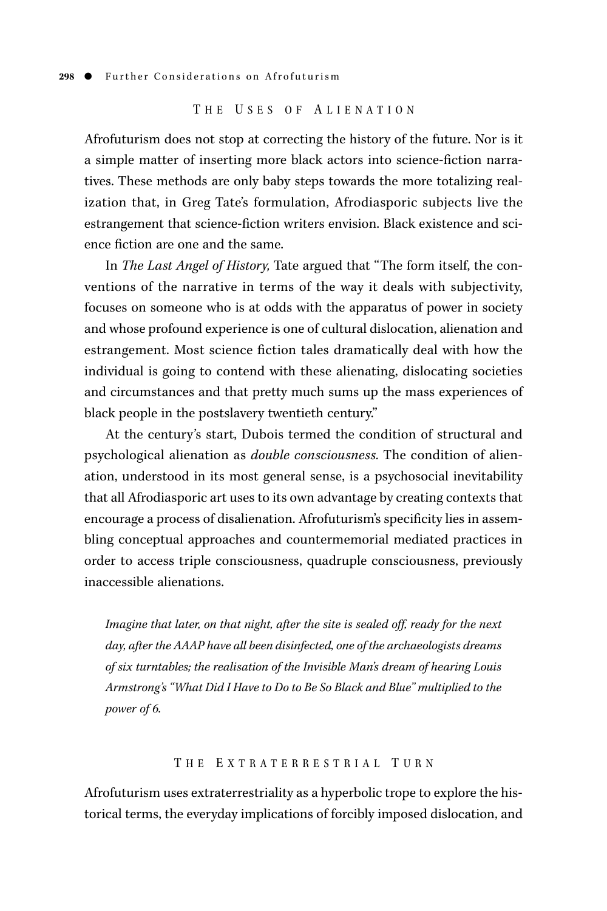## The Uses of Alienation

Afrofuturism does not stop at correcting the history of the future. Nor is it a simple matter of inserting more black actors into science-fiction narratives. These methods are only baby steps towards the more totalizing realization that, in Greg Tate's formulation, Afrodiasporic subjects live the estrangement that science-fiction writers envision. Black existence and science fiction are one and the same.

In *The Last Angel of History,* Tate argued that "The form itself, the conventions of the narrative in terms of the way it deals with subjectivity, focuses on someone who is at odds with the apparatus of power in society and whose profound experience is one of cultural dislocation, alienation and estrangement. Most science fiction tales dramatically deal with how the individual is going to contend with these alienating, dislocating societies and circumstances and that pretty much sums up the mass experiences of black people in the postslavery twentieth century."

At the century's start, Dubois termed the condition of structural and psychological alienation as *double consciousness.* The condition of alienation, understood in its most general sense, is a psychosocial inevitability that all Afrodiasporic art uses to its own advantage by creating contexts that encourage a process of disalienation. Afrofuturism's specificity lies in assembling conceptual approaches and countermemorial mediated practices in order to access triple consciousness, quadruple consciousness, previously inaccessible alienations.

*Imagine that later, on that night, after the site is sealed off, ready for the next day, after the AAAP have all been disinfected, one of the archaeologists dreams of six turntables; the realisation of the Invisible Man's dream of hearing Louis Armstrong's "What Did I Have to Do to Be So Black and Blue" multiplied to the power of 6.*

## The Extraterrestrial Turn

Afrofuturism uses extraterrestriality as a hyperbolic trope to explore the historical terms, the everyday implications of forcibly imposed dislocation, and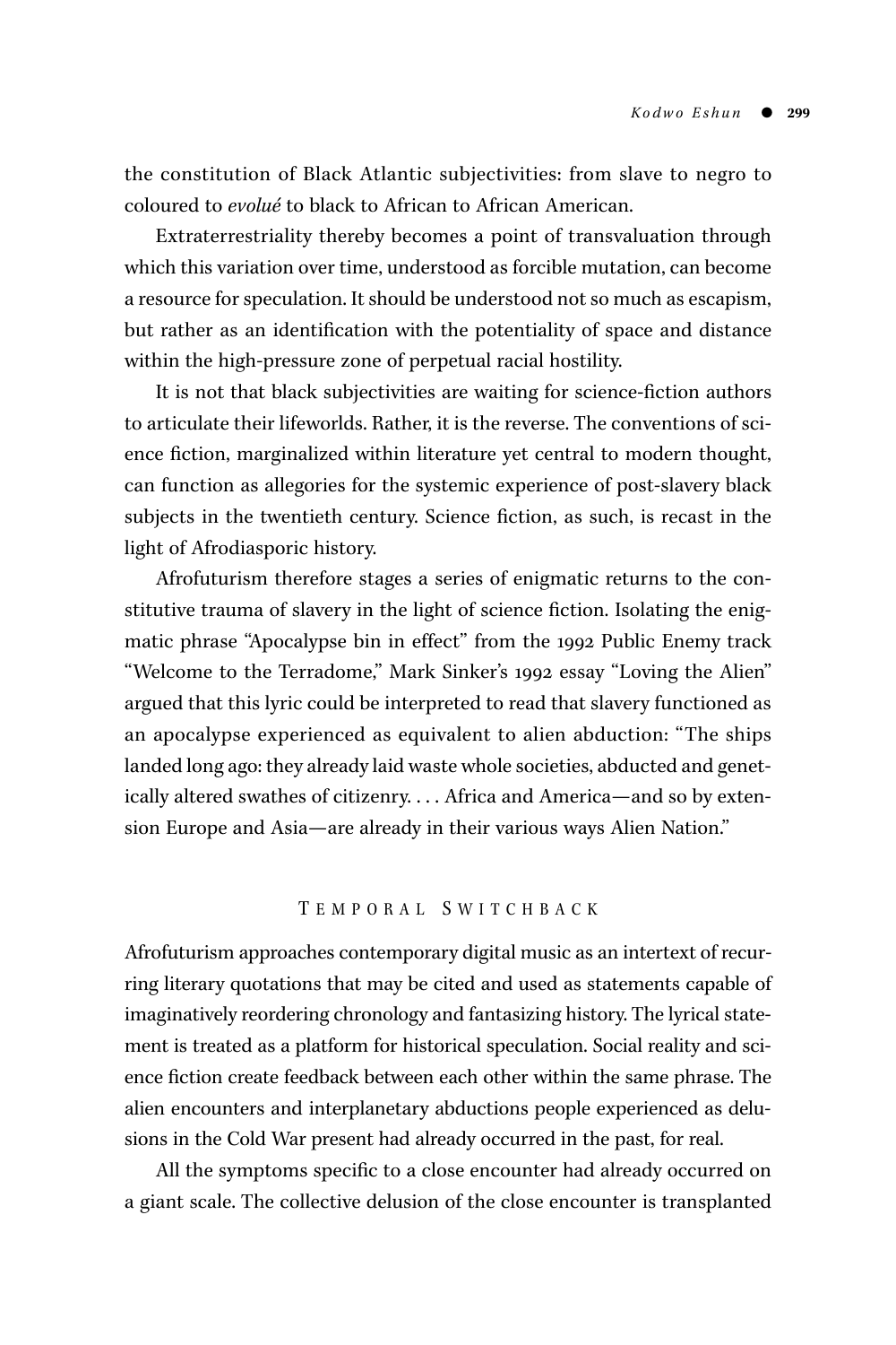the constitution of Black Atlantic subjectivities: from slave to negro to coloured to *evolué* to black to African to African American.

Extraterrestriality thereby becomes a point of transvaluation through which this variation over time, understood as forcible mutation, can become a resource for speculation. It should be understood not so much as escapism, but rather as an identification with the potentiality of space and distance within the high-pressure zone of perpetual racial hostility.

It is not that black subjectivities are waiting for science-fiction authors to articulate their lifeworlds. Rather, it is the reverse. The conventions of science fiction, marginalized within literature yet central to modern thought, can function as allegories for the systemic experience of post-slavery black subjects in the twentieth century. Science fiction, as such, is recast in the light of Afrodiasporic history.

Afrofuturism therefore stages a series of enigmatic returns to the constitutive trauma of slavery in the light of science fiction. Isolating the enigmatic phrase "Apocalypse bin in effect" from the 1992 Public Enemy track "Welcome to the Terradome," Mark Sinker's 1992 essay "Loving the Alien" argued that this lyric could be interpreted to read that slavery functioned as an apocalypse experienced as equivalent to alien abduction: "The ships landed long ago: they already laid waste whole societies, abducted and genetically altered swathes of citizenry. . . . Africa and America—and so by extension Europe and Asia—are already in their various ways Alien Nation."

## Temporal Switchback

Afrofuturism approaches contemporary digital music as an intertext of recurring literary quotations that may be cited and used as statements capable of imaginatively reordering chronology and fantasizing history. The lyrical statement is treated as a platform for historical speculation. Social reality and science fiction create feedback between each other within the same phrase. The alien encounters and interplanetary abductions people experienced as delusions in the Cold War present had already occurred in the past, for real.

All the symptoms specific to a close encounter had already occurred on a giant scale. The collective delusion of the close encounter is transplanted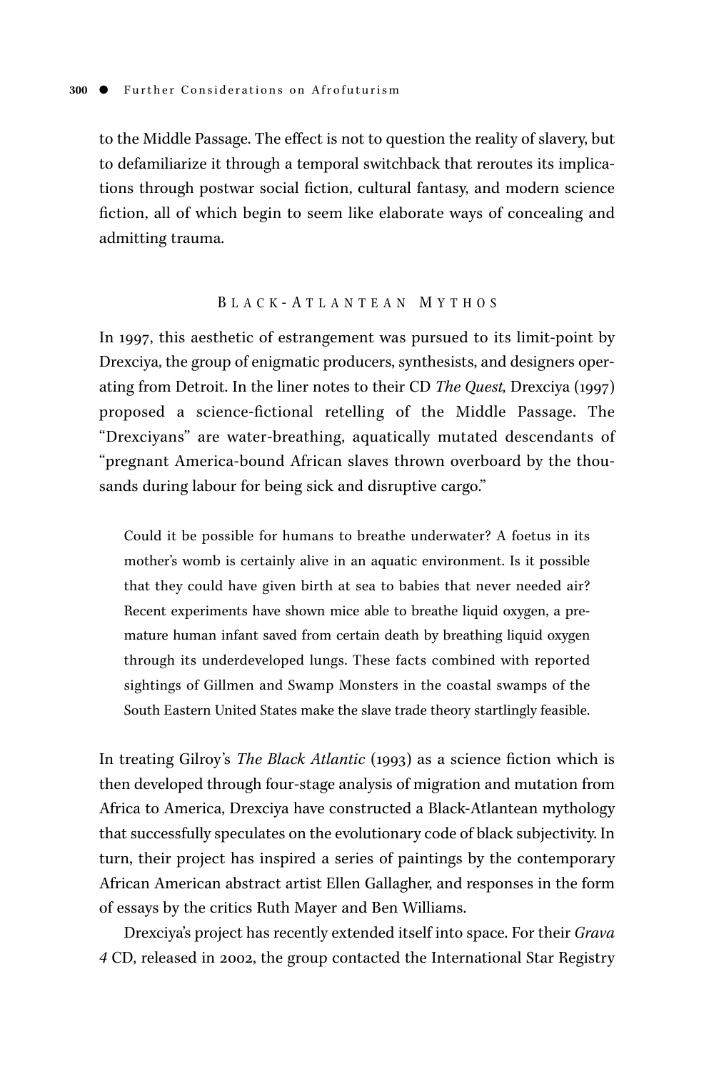to the Middle Passage. The effect is not to question the reality of slavery, but to defamiliarize it through a temporal switchback that reroutes its implications through postwar social fiction, cultural fantasy, and modern science fiction, all of which begin to seem like elaborate ways of concealing and admitting trauma.

## Black-Atlantean Mythos

In 1997, this aesthetic of estrangement was pursued to its limit-point by Drexciya, the group of enigmatic producers, synthesists, and designers operating from Detroit. In the liner notes to their CD *The Quest,* Drexciya (1997) proposed a science-fictional retelling of the Middle Passage. The "Drexciyans" are water-breathing, aquatically mutated descendants of "pregnant America-bound African slaves thrown overboard by the thousands during labour for being sick and disruptive cargo."

> Could it be possible for humans to breathe underwater? A foetus in its mother's womb is certainly alive in an aquatic environment. Is it possible that they could have given birth at sea to babies that never needed air? Recent experiments have shown mice able to breathe liquid oxygen, a premature human infant saved from certain death by breathing liquid oxygen through its underdeveloped lungs. These facts combined with reported sightings of Gillmen and Swamp Monsters in the coastal swamps of the South Eastern United States make the slave trade theory startlingly feasible.

In treating Gilroy's *The Black Atlantic* (1993) as a science fiction which is then developed through four-stage analysis of migration and mutation from Africa to America, Drexciya have constructed a Black-Atlantean mythology that successfully speculates on the evolutionary code of black subjectivity. In turn, their project has inspired a series of paintings by the contemporary African American abstract artist Ellen Gallagher, and responses in the form of essays by the critics Ruth Mayer and Ben Williams.

Drexciya's project has recently extended itself into space. For their *Grava 4* CD, released in 2002, the group contacted the International Star Registry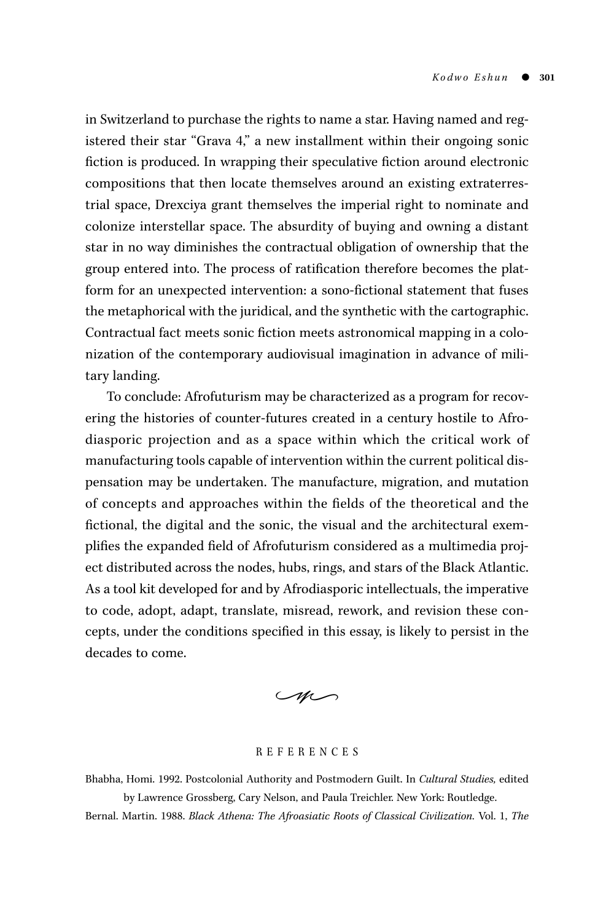in Switzerland to purchase the rights to name a star. Having named and registered their star "Grava 4," a new installment within their ongoing sonic fiction is produced. In wrapping their speculative fiction around electronic compositions that then locate themselves around an existing extraterrestrial space, Drexciya grant themselves the imperial right to nominate and colonize interstellar space. The absurdity of buying and owning a distant star in no way diminishes the contractual obligation of ownership that the group entered into. The process of ratification therefore becomes the platform for an unexpected intervention: a sono-fictional statement that fuses the metaphorical with the juridical, and the synthetic with the cartographic. Contractual fact meets sonic fiction meets astronomical mapping in a colonization of the contemporary audiovisual imagination in advance of military landing.

To conclude: Afrofuturism may be characterized as a program for recovering the histories of counter-futures created in a century hostile to Afrodiasporic projection and as a space within which the critical work of manufacturing tools capable of intervention within the current political dispensation may be undertaken. The manufacture, migration, and mutation of concepts and approaches within the fields of the theoretical and the fictional, the digital and the sonic, the visual and the architectural exemplifies the expanded field of Afrofuturism considered as a multimedia project distributed across the nodes, hubs, rings, and stars of the Black Atlantic. As a tool kit developed for and by Afrodiasporic intellectuals, the imperative to code, adopt, adapt, translate, misread, rework, and revision these concepts, under the conditions specified in this essay, is likely to persist in the decades to come.

## REFERENCES

Bhabha, Homi. 1992. Postcolonial Authority and Postmodern Guilt. In *Cultural Studies,* edited by Lawrence Grossberg, Cary Nelson, and Paula Treichler. New York: Routledge.

Bernal. Martin. 1988. *Black Athena: The Afroasiatic Roots of Classical Civilization.* Vol. 1, *The*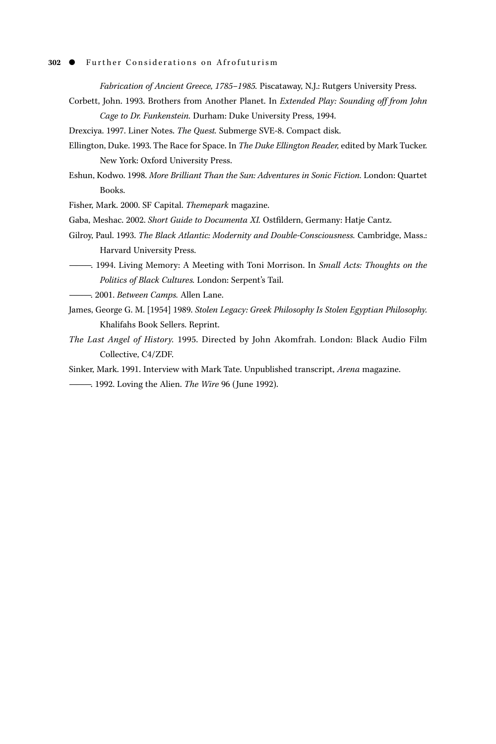*Fabrication of Ancient Greece, 1785–1985*. Piscataway, N.J.: Rutgers University Press.

Corbett, John. 1993. Brothers from Another Planet. In *Extended Play: Sounding off from John Cage to Dr. Funkenstein*. Durham: Duke University Press, 1994.

Drexciya. 1997. Liner Notes. *The Quest*. Submerge SVE-8. Compact disk.

Ellington, Duke. 1993. The Race for Space. In *The Duke Ellington Reader*, edited by Mark Tucker. New York: Oxford University Press.

Eshun, Kodwo. 1998. *More Brilliant Than the Sun: Adventures in Sonic Fiction*. London: Quartet Books.

Fisher, Mark. 2000. SF Capital. *Themepark* magazine.

Gaba, Meshac. 2002. *Short Guide to Documenta XI*. Ostfildern, Germany: Hatje Cantz.

Gilroy, Paul. 1993. *The Black Atlantic: Modernity and Double-Consciousness*. Cambridge, Mass.: Harvard University Press.

———. 1994. Living Memory: A Meeting with Toni Morrison. In *Small Acts: Thoughts on the Politics of Black Cultures*. London: Serpent's Tail.

———. 2001. *Between Camps*. Allen Lane.

James, George G. M. [1954] 1989. *Stolen Legacy: Greek Philosophy Is Stolen Egyptian Philosophy*. Khalifahs Book Sellers. Reprint.

*The Last Angel of History*. 1995. Directed by John Akomfrah. London: Black Audio Film Collective, C4/ZDF.

Sinker, Mark. 1991. Interview with Mark Tate. Unpublished transcript, *Arena* magazine.

———. 1992. Loving the Alien. *The Wire* 96 (June 1992).